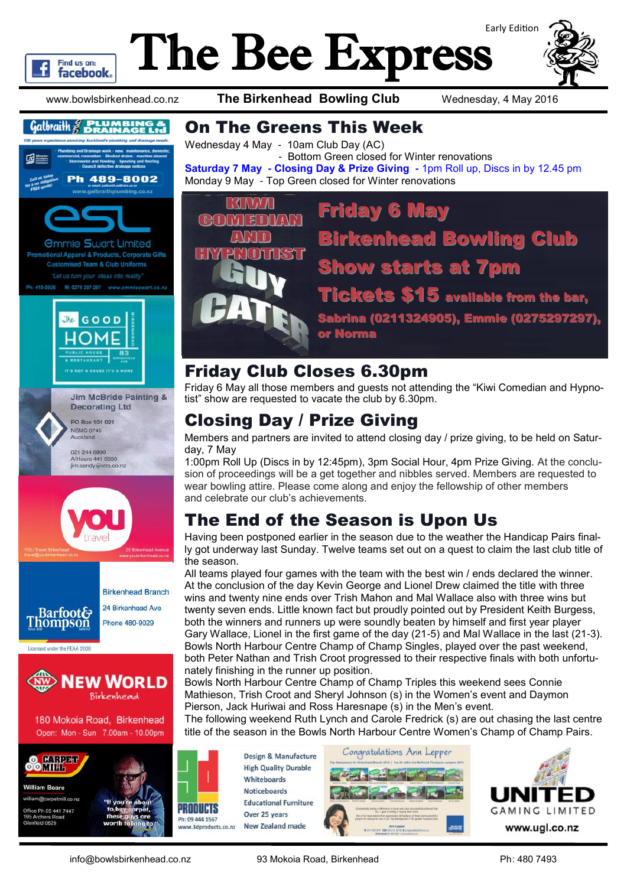# The Bee Express

Early Edition

www.bowlsbirkenhead.co.nz **The Birkenhead Bowling Club** Wednesday, 4 May 2016

## On The Greens This Week

Wednesday 4 May - 10am Club Day (AC)
- Bottom Green closed for Winter renovations

**Saturday 7 May - Closing Day & Prize Giving -** 1pm Roll up, Discs in by 12.45 pm

Monday 9 May - Top Green closed for Winter renovations

**KIWI COMEDIAN AND HYPNOTIST GUY CATER**

**Friday 6 May**
**Birkenhead Bowling Club**
**Show starts at 7pm**
**Tickets $15 available from the bar, Sabrina (0211324905), Emmie (0275297297), or Norma**

## Friday Club Closes 6.30pm

Friday 6 May all those members and guests not attending the "Kiwi Comedian and Hypnotist" show are requested to vacate the club by 6.30pm.

## Closing Day / Prize Giving

Members and partners are invited to attend closing day / prize giving, to be held on Saturday, 7 May

1:00pm Roll Up (Discs in by 12:45pm), 3pm Social Hour, 4pm Prize Giving. At the conclusion of proceedings will be a get together and nibbles served. Members are requested to wear bowling attire. Please come along and enjoy the fellowship of other members and celebrate our club's achievements.

## The End of the Season is Upon Us

Having been postponed earlier in the season due to the weather the Handicap Pairs finally got underway last Sunday. Twelve teams set out on a quest to claim the last club title of the season.

All teams played four games with the team with the best win / ends declared the winner. At the conclusion of the day Kevin George and Lionel Drew claimed the title with three wins and twenty nine ends over Trish Mahon and Mal Wallace also with three wins but twenty seven ends. Little known fact but proudly pointed out by President Keith Burgess, both the winners and runners up were soundly beaten by himself and first year player Gary Wallace, Lionel in the first game of the day (21-5) and Mal Wallace in the last (21-3).

Bowls North Harbour Centre Champ of Champ Singles, played over the past weekend, both Peter Nathan and Trish Croot progressed to their respective finals with both unfortunately finishing in the runner up position.

Bowls North Harbour Centre Champ of Champ Triples this weekend sees Connie Mathieson, Trish Croot and Sheryl Johnson (s) in the Women's event and Daymon Pierson, Jack Huriwai and Ross Haresnape (s) in the Men's event.

The following weekend Ruth Lynch and Carole Fredrick (s) are out chasing the last centre title of the season in the Bowls North Harbour Centre Women's Champ of Champ Pairs.

---

**Galbraith Plumbing & Drainage Ltd** — 100 years experience servicing Auckland's plumbing and drainage needs. Plumbing and Drainage work - new, maintenance, domestic, commercial, renovation · Blocked drains - machine cleared · Stormwater and flooding · Spouting and Roofing · Council defective drainage notices. Call us today for a no obligation FREE quote! Ph 489-8002 · www.galbraithplumbing.co.nz

**esl — Emmie Swart Limited** — Promotional Apparel & Products, Corporate Gifts, Customised Team & Club Uniforms. "Let us turn your ideas into reality" Ph: 419-0926 M: 0275 297 297 www.emmieswart.co.nz

**The Good Home** — Public House & Restaurant, 83 Birkenhead Ave. It's not a house it's a home

**Jim McBride Painting & Decorating Ltd** — PO Box 101 021, NSMC 0745, Auckland. 021 244 6990, A/Hours 441 6990, jim.sandy@xtra.co.nz

**you travel** — YOU Travel Birkenhead, travel@youbirkenhead.co.nz, 20 Birkenhead Avenue, www.youbirkenhead.co.nz

**Barfoot & Thompson** — Birkenhead Branch, 24 Birkenhead Ave, Phone 480-9029. Licensed under the REAA 2008

**New World Birkenhead** — 180 Mokoia Road, Birkenhead. Open: Mon - Sun 7.00am - 10.00pm

**Carpet Mill** — William Beare, william@carpetmill.co.nz, Office Ph 09 441 7447, 195 Archers Road, Glenfield 0629. "If you're about to buy carpet, these guys are worth talking to."

**3D Products** — Design & Manufacture, High Quality Durable Whiteboards, Noticeboards, Educational Furniture, Over 25 years, New Zealand made. Ph: 09 444 1567 www.3dproducts.co.nz

**Congratulations Ann Lepper**

**United Gaming Limited** — www.ugl.co.nz

info@bowlsbirkenhead.co.nz · 93 Mokoia Road, Birkenhead · Ph: 480 7493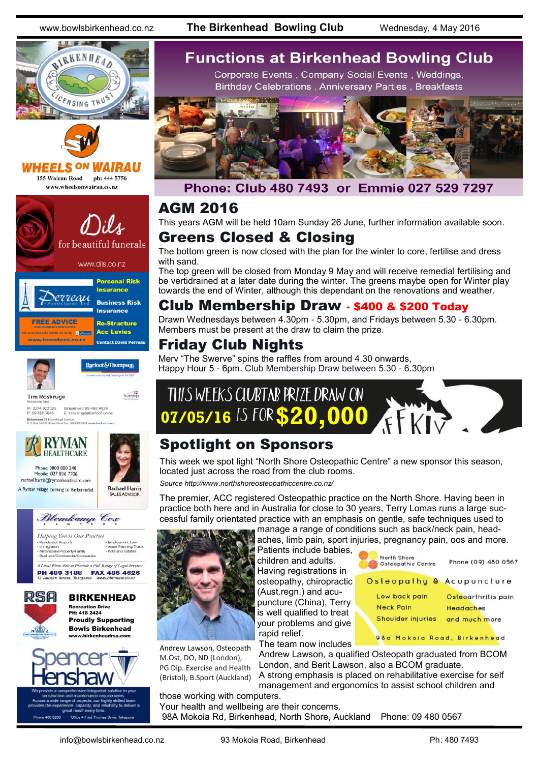# Functions at Birkenhead Bowling Club

Corporate Events , Company Social Events , Weddings, Birthday Celebrations , Anniversary Parties , Breakfasts

**Phone: Club 480 7493 or Emmie 027 529 7297**

## AGM 2016

This years AGM will be held 10am Sunday 26 June, further information available soon.

## Greens Closed & Closing

The bottom green is now closed with the plan for the winter to core, fertilise and dress with sand.

The top green will be closed from Monday 9 May and will receive remedial fertilising and be vertidrained at a later date during the winter. The greens maybe open for Winter play towards the end of Winter, although this dependant on the renovations and weather.

## Club Membership Draw - $400 & $200 Today

Drawn Wednesdays between 4.30pm - 5.30pm, and Fridays between 5.30 - 6.30pm. Members must be present at the draw to claim the prize.

## Friday Club Nights

Merv "The Swerve" spins the raffles from around 4.30 onwards,
Happy Hour 5 - 6pm. Club Membership Draw between 5.30 - 6.30pm

THIS WEEKS CLUBTAB PRIZE DRAW ON 07/05/16 IS FOR $20,000

## Spotlight on Sponsors

This week we spot light "North Shore Osteopathic Centre" a new sponsor this season, located just across the road from the club rooms.

*Source http://www.northshoreosteopathiccentre.co.nz/*

The premier, ACC registered Osteopathic practice on the North Shore. Having been in practice both here and in Australia for close to 30 years, Terry Lomas runs a large successful family orientated practice with an emphasis on gentle, safe techniques used to manage a range of conditions such as back/neck pain, headaches, limb pain, sport injuries, pregnancy pain, oos and more. Patients include babies, children and adults. Having registrations in osteopathy, chiropractic (Aust.regn.) and acupuncture (China), Terry is well qualified to treat your problems and give rapid relief.

The team now includes Andrew Lawson, a qualified Osteopath graduated from BCOM London, and Berit Lawson, also a BCOM graduate.

A strong emphasis is placed on rehabilitative exercise for self management and ergonomics to assist school children and those working with computers.

Your health and wellbeing are their concerns.

98A Mokoia Rd, Birkenhead, North Shore, Auckland Phone: 09 480 0567

Andrew Lawson, Osteopath M.Ost, DO, ND (London), PG Dip. Exercise and Health (Bristol), B.Sport (Auckland)

North Shore Osteopathic Centre Phone (09) 480 0567
Osteopathy & Acupuncture
Low back pain — Osteoarthritis pain
Neck Pain — Headaches
Shoulder injuries — and much more
98a Mokoia Road, Birkenhead

---

Birkenhead Licensing Trust

WHEELS ON WAIRAU
155 Wairau Road ph: 444 5756
www.wheelsonwairau.co.nz

Dils for beautiful funerals
www.dils.co.nz

Perreau Associates Ltd
Personal Risk Insurance
Business Risk Insurance
Re-Structure
Acc Levies
FREE ADVICE
www.freeadvice.co.nz
Contact David Perreau

Barfoot&Thompson
Tim Roskruge
Residential Sales
M: 0274 923 125 P: 09 418 3846
Birkenhead 09 480 9029
E: troskruge@barfoot.co.nz

RYMAN HEALTHCARE
Phone: 0800 000 240
Mobile: 027 836 7706
rachael.harris@rymanhealthcare.com
A Ryman village coming to Birkenhead.
Rachael Harris SALES ADVISOR

Blomkamp Cox LAWYERS
Helping You is Our Practice
• Residential Property • Immigration • Matrimonial Property/Family • Business/Commercial/Companies
• Employment Law • Asset Planning/Trusts • Wills and Estates
A Local Firm Able to Provide a Full Range of Legal Services
PH 489 3188 FAX 486 4626
12 Auburn Street, Takapuna www.blomlaw.co.nz

RSA BIRKENHEAD
Recreation Drive
PH: 418 2424
Proudly Supporting Bowls Birkenhead
www.birkenheadrsa.com

Spencer Henshaw
We provide a comprehensive integrated solution to your construction and maintenance requirements. Across a wide range of projects, our highly skilled team provides the experience, capacity, and reliability to deliver a great result every time.
Phone 486 0288 Office 4 Fred Thomas Drive, Takapuna